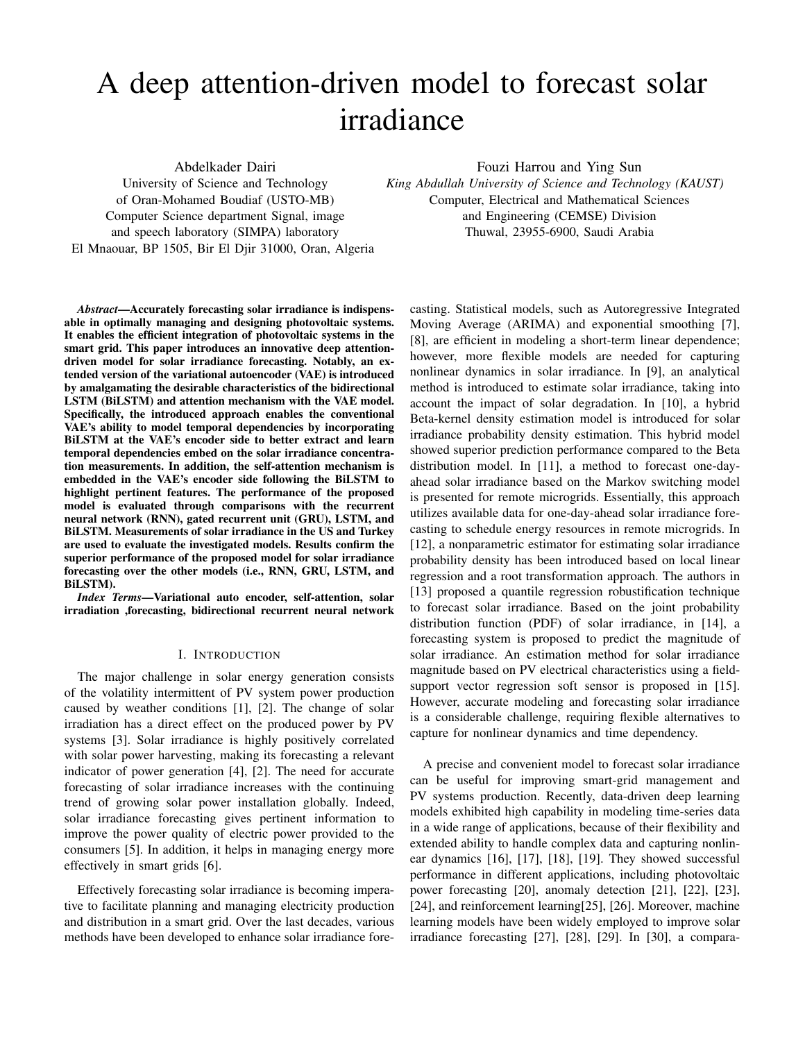# A deep attention-driven model to forecast solar irradiance

Abdelkader Dairi
University of Science and Technology
of Oran-Mohamed Boudiaf (USTO-MB)
Computer Science department Signal, image
and speech laboratory (SIMPA) laboratory
El Mnaouar, BP 1505, Bir El Djir 31000, Oran, Algeria

Fouzi Harrou and Ying Sun
*King Abdullah University of Science and Technology (KAUST)*
Computer, Electrical and Mathematical Sciences
and Engineering (CEMSE) Division
Thuwal, 23955-6900, Saudi Arabia

***Abstract*—Accurately forecasting solar irradiance is indispensable in optimally managing and designing photovoltaic systems. It enables the efficient integration of photovoltaic systems in the smart grid. This paper introduces an innovative deep attention-driven model for solar irradiance forecasting. Notably, an extended version of the variational autoencoder (VAE) is introduced by amalgamating the desirable characteristics of the bidirectional LSTM (BiLSTM) and attention mechanism with the VAE model. Specifically, the introduced approach enables the conventional VAE's ability to model temporal dependencies by incorporating BiLSTM at the VAE's encoder side to better extract and learn temporal dependencies embed on the solar irradiance concentration measurements. In addition, the self-attention mechanism is embedded in the VAE's encoder side following the BiLSTM to highlight pertinent features. The performance of the proposed model is evaluated through comparisons with the recurrent neural network (RNN), gated recurrent unit (GRU), LSTM, and BiLSTM. Measurements of solar irradiance in the US and Turkey are used to evaluate the investigated models. Results confirm the superior performance of the proposed model for solar irradiance forecasting over the other models (i.e., RNN, GRU, LSTM, and BiLSTM).**

***Index Terms*—Variational auto encoder, self-attention, solar irradiation ,forecasting, bidirectional recurrent neural network**

## I. Introduction

The major challenge in solar energy generation consists of the volatility intermittent of PV system power production caused by weather conditions [1], [2]. The change of solar irradiation has a direct effect on the produced power by PV systems [3]. Solar irradiance is highly positively correlated with solar power harvesting, making its forecasting a relevant indicator of power generation [4], [2]. The need for accurate forecasting of solar irradiance increases with the continuing trend of growing solar power installation globally. Indeed, solar irradiance forecasting gives pertinent information to improve the power quality of electric power provided to the consumers [5]. In addition, it helps in managing energy more effectively in smart grids [6].

Effectively forecasting solar irradiance is becoming imperative to facilitate planning and managing electricity production and distribution in a smart grid. Over the last decades, various methods have been developed to enhance solar irradiance forecasting. Statistical models, such as Autoregressive Integrated Moving Average (ARIMA) and exponential smoothing [7], [8], are efficient in modeling a short-term linear dependence; however, more flexible models are needed for capturing nonlinear dynamics in solar irradiance. In [9], an analytical method is introduced to estimate solar irradiance, taking into account the impact of solar degradation. In [10], a hybrid Beta-kernel density estimation model is introduced for solar irradiance probability density estimation. This hybrid model showed superior prediction performance compared to the Beta distribution model. In [11], a method to forecast one-day-ahead solar irradiance based on the Markov switching model is presented for remote microgrids. Essentially, this approach utilizes available data for one-day-ahead solar irradiance forecasting to schedule energy resources in remote microgrids. In [12], a nonparametric estimator for estimating solar irradiance probability density has been introduced based on local linear regression and a root transformation approach. The authors in [13] proposed a quantile regression robustification technique to forecast solar irradiance. Based on the joint probability distribution function (PDF) of solar irradiance, in [14], a forecasting system is proposed to predict the magnitude of solar irradiance. An estimation method for solar irradiance magnitude based on PV electrical characteristics using a field-support vector regression soft sensor is proposed in [15]. However, accurate modeling and forecasting solar irradiance is a considerable challenge, requiring flexible alternatives to capture for nonlinear dynamics and time dependency.

A precise and convenient model to forecast solar irradiance can be useful for improving smart-grid management and PV systems production. Recently, data-driven deep learning models exhibited high capability in modeling time-series data in a wide range of applications, because of their flexibility and extended ability to handle complex data and capturing nonlinear dynamics [16], [17], [18], [19]. They showed successful performance in different applications, including photovoltaic power forecasting [20], anomaly detection [21], [22], [23], [24], and reinforcement learning[25], [26]. Moreover, machine learning models have been widely employed to improve solar irradiance forecasting [27], [28], [29]. In [30], a compara-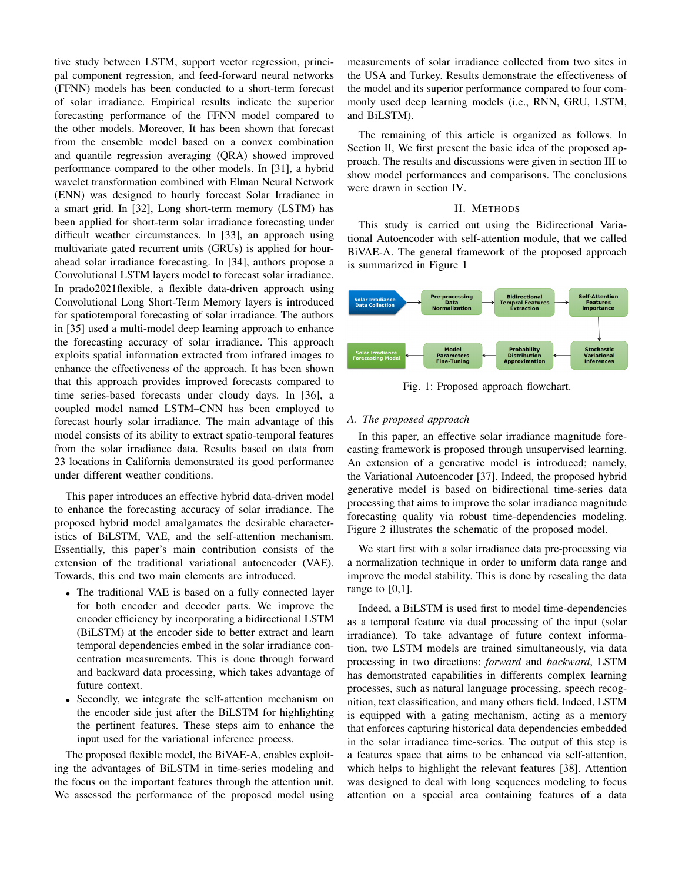tive study between LSTM, support vector regression, principal component regression, and feed-forward neural networks (FFNN) models has been conducted to a short-term forecast of solar irradiance. Empirical results indicate the superior forecasting performance of the FFNN model compared to the other models. Moreover, It has been shown that forecast from the ensemble model based on a convex combination and quantile regression averaging (QRA) showed improved performance compared to the other models. In [31], a hybrid wavelet transformation combined with Elman Neural Network (ENN) was designed to hourly forecast Solar Irradiance in a smart grid. In [32], Long short-term memory (LSTM) has been applied for short-term solar irradiance forecasting under difficult weather circumstances. In [33], an approach using multivariate gated recurrent units (GRUs) is applied for hour-ahead solar irradiance forecasting. In [34], authors propose a Convolutional LSTM layers model to forecast solar irradiance. In prado2021flexible, a flexible data-driven approach using Convolutional Long Short-Term Memory layers is introduced for spatiotemporal forecasting of solar irradiance. The authors in [35] used a multi-model deep learning approach to enhance the forecasting accuracy of solar irradiance. This approach exploits spatial information extracted from infrared images to enhance the effectiveness of the approach. It has been shown that this approach provides improved forecasts compared to time series-based forecasts under cloudy days. In [36], a coupled model named LSTM–CNN has been employed to forecast hourly solar irradiance. The main advantage of this model consists of its ability to extract spatio-temporal features from the solar irradiance data. Results based on data from 23 locations in California demonstrated its good performance under different weather conditions.

This paper introduces an effective hybrid data-driven model to enhance the forecasting accuracy of solar irradiance. The proposed hybrid model amalgamates the desirable characteristics of BiLSTM, VAE, and the self-attention mechanism. Essentially, this paper's main contribution consists of the extension of the traditional variational autoencoder (VAE). Towards, this end two main elements are introduced.

- The traditional VAE is based on a fully connected layer for both encoder and decoder parts. We improve the encoder efficiency by incorporating a bidirectional LSTM (BiLSTM) at the encoder side to better extract and learn temporal dependencies embed in the solar irradiance concentration measurements. This is done through forward and backward data processing, which takes advantage of future context.
- Secondly, we integrate the self-attention mechanism on the encoder side just after the BiLSTM for highlighting the pertinent features. These steps aim to enhance the input used for the variational inference process.

The proposed flexible model, the BiVAE-A, enables exploiting the advantages of BiLSTM in time-series modeling and the focus on the important features through the attention unit. We assessed the performance of the proposed model using measurements of solar irradiance collected from two sites in the USA and Turkey. Results demonstrate the effectiveness of the model and its superior performance compared to four commonly used deep learning models (i.e., RNN, GRU, LSTM, and BiLSTM).

The remaining of this article is organized as follows. In Section II, We first present the basic idea of the proposed approach. The results and discussions were given in section III to show model performances and comparisons. The conclusions were drawn in section IV.

## II. Methods

This study is carried out using the Bidirectional Variational Autoencoder with self-attention module, that we called BiVAE-A. The general framework of the proposed approach is summarized in Figure 1

Solar Irradiance Data Collection → Pre-processing Data Normalization → Bidirectional Tempral Features Extraction → Self-Attention Features Importance → Stochastic Variational Inferences → Probability Distribution Approximation → Model Parameters Fine-Tuning → Solar Irradiance Forecasting Model

Fig. 1: Proposed approach flowchart.

### A. *The proposed approach*

In this paper, an effective solar irradiance magnitude forecasting framework is proposed through unsupervised learning. An extension of a generative model is introduced; namely, the Variational Autoencoder [37]. Indeed, the proposed hybrid generative model is based on bidirectional time-series data processing that aims to improve the solar irradiance magnitude forecasting quality via robust time-dependencies modeling. Figure 2 illustrates the schematic of the proposed model.

We start first with a solar irradiance data pre-processing via a normalization technique in order to uniform data range and improve the model stability. This is done by rescaling the data range to [0,1].

Indeed, a BiLSTM is used first to model time-dependencies as a temporal feature via dual processing of the input (solar irradiance). To take advantage of future context information, two LSTM models are trained simultaneously, via data processing in two directions: *forward* and *backward*, LSTM has demonstrated capabilities in differents complex learning processes, such as natural language processing, speech recognition, text classification, and many others field. Indeed, LSTM is equipped with a gating mechanism, acting as a memory that enforces capturing historical data dependencies embedded in the solar irradiance time-series. The output of this step is a features space that aims to be enhanced via self-attention, which helps to highlight the relevant features [38]. Attention was designed to deal with long sequences modeling to focus attention on a special area containing features of a data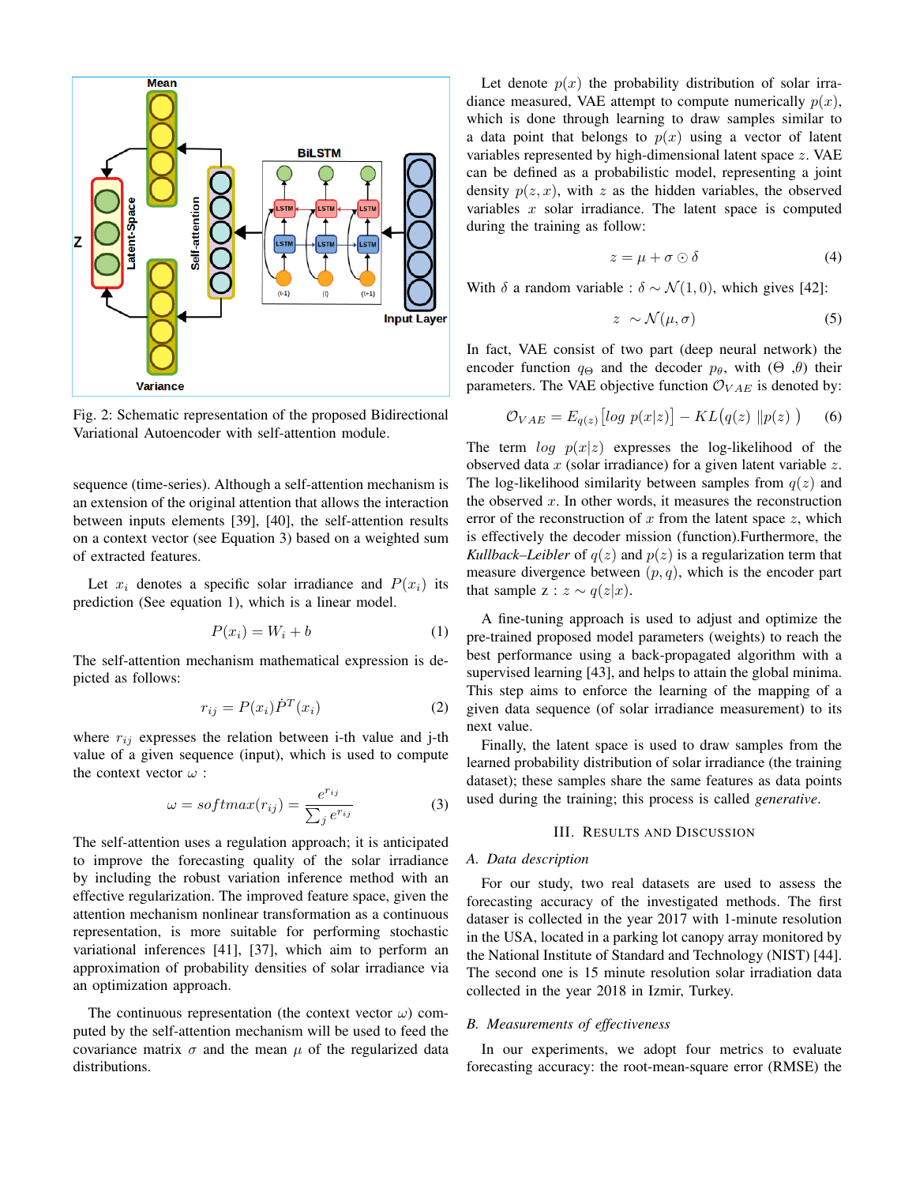Fig. 2: Schematic representation of the proposed Bidirectional Variational Autoencoder with self-attention module.

sequence (time-series). Although a self-attention mechanism is an extension of the original attention that allows the interaction between inputs elements [39], [40], the self-attention results on a context vector (see Equation 3) based on a weighted sum of extracted features.

Let $x_i$ denotes a specific solar irradiance and $P(x_i)$ its prediction (See equation 1), which is a linear model.

$$P(x_i) = W_i + b \tag{1}$$

The self-attention mechanism mathematical expression is depicted as follows:

$$r_{ij} = P(x_i)\dot{P}^T(x_i) \tag{2}$$

where $r_{ij}$ expresses the relation between i-th value and j-th value of a given sequence (input), which is used to compute the context vector $\omega$ :

$$\omega = softmax(r_{ij}) = \frac{e^{r_{ij}}}{\sum_j e^{r_{ij}}} \tag{3}$$

The self-attention uses a regulation approach; it is anticipated to improve the forecasting quality of the solar irradiance by including the robust variation inference method with an effective regularization. The improved feature space, given the attention mechanism nonlinear transformation as a continuous representation, is more suitable for performing stochastic variational inferences [41], [37], which aim to perform an approximation of probability densities of solar irradiance via an optimization approach.

The continuous representation (the context vector $\omega$) computed by the self-attention mechanism will be used to feed the covariance matrix $\sigma$ and the mean $\mu$ of the regularized data distributions.

Let denote $p(x)$ the probability distribution of solar irradiance measured, VAE attempt to compute numerically $p(x)$, which is done through learning to draw samples similar to a data point that belongs to $p(x)$ using a vector of latent variables represented by high-dimensional latent space $z$. VAE can be defined as a probabilistic model, representing a joint density $p(z, x)$, with $z$ as the hidden variables, the observed variables $x$ solar irradiance. The latent space is computed during the training as follow:

$$z = \mu + \sigma \odot \delta \tag{4}$$

With $\delta$ a random variable : $\delta \sim \mathcal{N}(1, 0)$, which gives [42]:

$$z \ \sim \mathcal{N}(\mu, \sigma) \tag{5}$$

In fact, VAE consist of two part (deep neural network) the encoder function $q_\Theta$ and the decoder $p_\theta$, with ($\Theta$ ,$\theta$) their parameters. The VAE objective function $\mathcal{O}_{VAE}$ is denoted by:

$$\mathcal{O}_{VAE} = E_{q(z)}\big[log\ p(x|z)\big] - KL\big(q(z)\ \|p(z)\ \big) \tag{6}$$

The term $log\ \ p(x|z)$ expresses the log-likelihood of the observed data $x$ (solar irradiance) for a given latent variable $z$. The log-likelihood similarity between samples from $q(z)$ and the observed $x$. In other words, it measures the reconstruction error of the reconstruction of $x$ from the latent space $z$, which is effectively the decoder mission (function).Furthermore, the *Kullback–Leibler* of $q(z)$ and $p(z)$ is a regularization term that measure divergence between $(p, q)$, which is the encoder part that sample z : $z \sim q(z|x)$.

A fine-tuning approach is used to adjust and optimize the pre-trained proposed model parameters (weights) to reach the best performance using a back-propagated algorithm with a supervised learning [43], and helps to attain the global minima. This step aims to enforce the learning of the mapping of a given data sequence (of solar irradiance measurement) to its next value.

Finally, the latent space is used to draw samples from the learned probability distribution of solar irradiance (the training dataset); these samples share the same features as data points used during the training; this process is called *generative*.

## III. Results and Discussion

### A. Data description

For our study, two real datasets are used to assess the forecasting accuracy of the investigated methods. The first dataser is collected in the year 2017 with 1-minute resolution in the USA, located in a parking lot canopy array monitored by the National Institute of Standard and Technology (NIST) [44]. The second one is 15 minute resolution solar irradiation data collected in the year 2018 in Izmir, Turkey.

### B. Measurements of effectiveness

In our experiments, we adopt four metrics to evaluate forecasting accuracy: the root-mean-square error (RMSE) the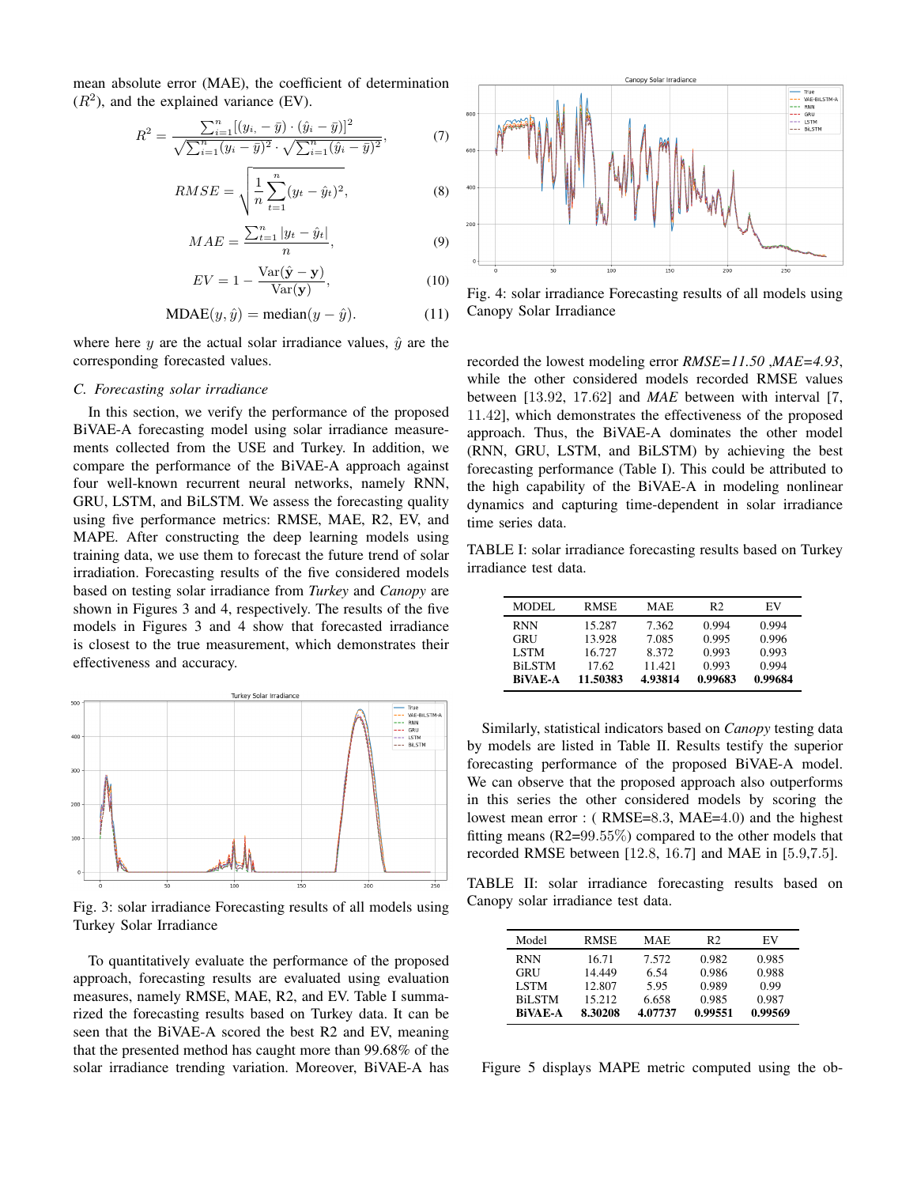mean absolute error (MAE), the coefficient of determination ($R^2$), and the explained variance (EV).

$$R^2 = \frac{\sum_{i=1}^{n}[(y_i, -\bar{y}) \cdot (\hat{y}_i - \bar{y})]^2}{\sqrt{\sum_{i=1}^{n}(y_i - \bar{y})^2} \cdot \sqrt{\sum_{i=1}^{n}(\hat{y}_i - \bar{y})^2}}, \tag{7}$$

$$RMSE = \sqrt{\frac{1}{n}\sum_{t=1}^{n}(y_t - \hat{y}_t)^2}, \tag{8}$$

$$MAE = \frac{\sum_{t=1}^{n}|y_t - \hat{y}_t|}{n}, \tag{9}$$

$$EV = 1 - \frac{\text{Var}(\hat{\mathbf{y}} - \mathbf{y})}{\text{Var}(\mathbf{y})}, \tag{10}$$

$$\text{MDAE}(y, \hat{y}) = \text{median}(y - \hat{y}). \tag{11}$$

where here $y$ are the actual solar irradiance values, $\hat{y}$ are the corresponding forecasted values.

### C. Forecasting solar irradiance

In this section, we verify the performance of the proposed BiVAE-A forecasting model using solar irradiance measurements collected from the USE and Turkey. In addition, we compare the performance of the BiVAE-A approach against four well-known recurrent neural networks, namely RNN, GRU, LSTM, and BiLSTM. We assess the forecasting quality using five performance metrics: RMSE, MAE, R2, EV, and MAPE. After constructing the deep learning models using training data, we use them to forecast the future trend of solar irradiation. Forecasting results of the five considered models based on testing solar irradiance from *Turkey* and *Canopy* are shown in Figures 3 and 4, respectively. The results of the five models in Figures 3 and 4 show that forecasted irradiance is closest to the true measurement, which demonstrates their effectiveness and accuracy.

Fig. 3: solar irradiance Forecasting results of all models using Turkey Solar Irradiance

To quantitatively evaluate the performance of the proposed approach, forecasting results are evaluated using evaluation measures, namely RMSE, MAE, R2, and EV. Table I summarized the forecasting results based on Turkey data. It can be seen that the BiVAE-A scored the best R2 and EV, meaning that the presented method has caught more than 99.68% of the solar irradiance trending variation. Moreover, BiVAE-A has

Fig. 4: solar irradiance Forecasting results of all models using Canopy Solar Irradiance

recorded the lowest modeling error *RMSE=11.50* ,*MAE=4.93*, while the other considered models recorded RMSE values between [13.92, 17.62] and *MAE* between with interval [7, 11.42], which demonstrates the effectiveness of the proposed approach. Thus, the BiVAE-A dominates the other model (RNN, GRU, LSTM, and BiLSTM) by achieving the best forecasting performance (Table I). This could be attributed to the high capability of the BiVAE-A in modeling nonlinear dynamics and capturing time-dependent in solar irradiance time series data.

TABLE I: solar irradiance forecasting results based on Turkey irradiance test data.

| MODEL | RMSE | MAE | R2 | EV |
|---|---|---|---|---|
| RNN | 15.287 | 7.362 | 0.994 | 0.994 |
| GRU | 13.928 | 7.085 | 0.995 | 0.996 |
| LSTM | 16.727 | 8.372 | 0.993 | 0.993 |
| BiLSTM | 17.62 | 11.421 | 0.993 | 0.994 |
| **BiVAE-A** | **11.50383** | **4.93814** | **0.99683** | **0.99684** |

Similarly, statistical indicators based on *Canopy* testing data by models are listed in Table II. Results testify the superior forecasting performance of the proposed BiVAE-A model. We can observe that the proposed approach also outperforms in this series the other considered models by scoring the lowest mean error : ( RMSE=8.3, MAE=4.0) and the highest fitting means (R2=99.55%) compared to the other models that recorded RMSE between [12.8, 16.7] and MAE in [5.9,7.5].

TABLE II: solar irradiance forecasting results based on Canopy solar irradiance test data.

| Model | RMSE | MAE | R2 | EV |
|---|---|---|---|---|
| RNN | 16.71 | 7.572 | 0.982 | 0.985 |
| GRU | 14.449 | 6.54 | 0.986 | 0.988 |
| LSTM | 12.807 | 5.95 | 0.989 | 0.99 |
| BiLSTM | 15.212 | 6.658 | 0.985 | 0.987 |
| **BiVAE-A** | **8.30208** | **4.07737** | **0.99551** | **0.99569** |

Figure 5 displays MAPE metric computed using the ob-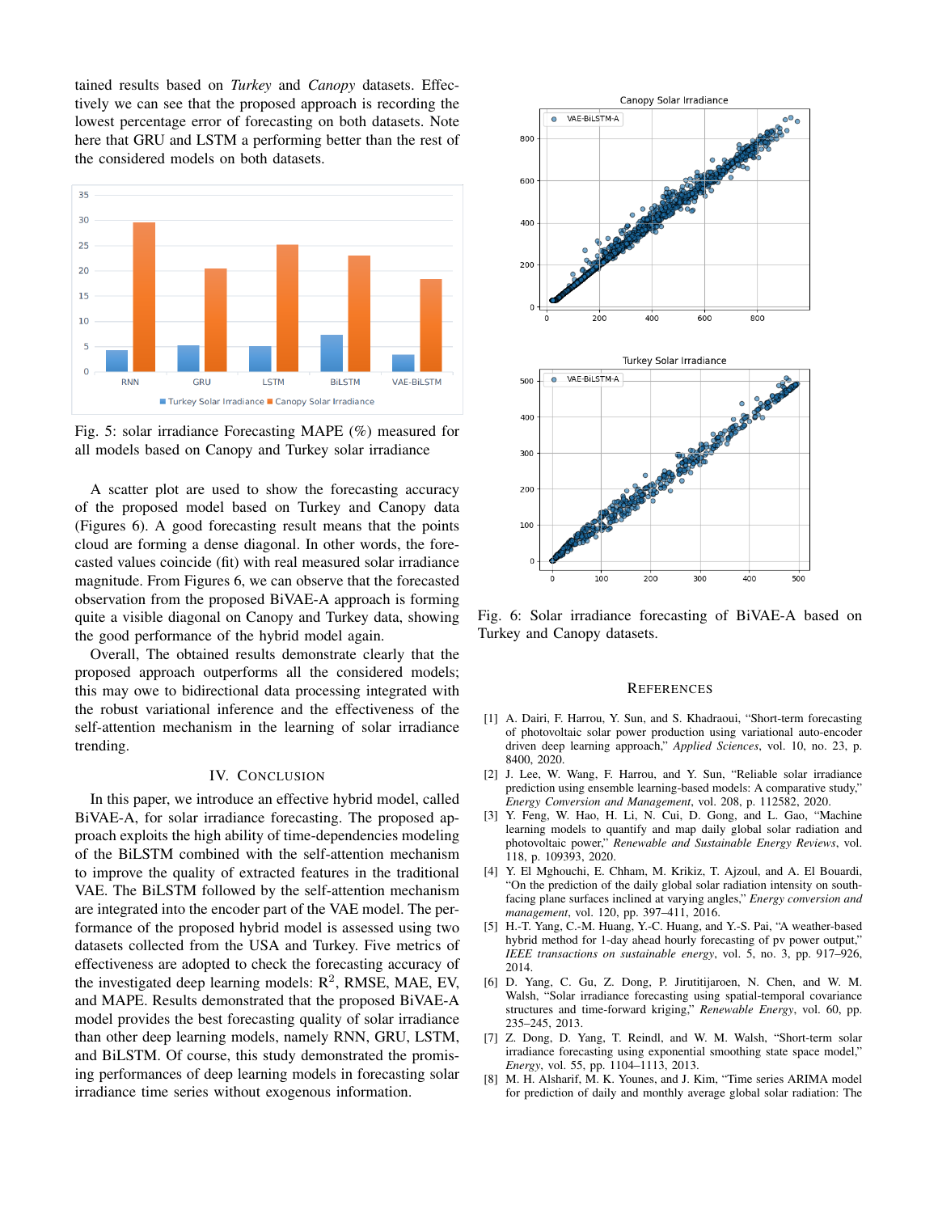tained results based on *Turkey* and *Canopy* datasets. Effectively we can see that the proposed approach is recording the lowest percentage error of forecasting on both datasets. Note here that GRU and LSTM a performing better than the rest of the considered models on both datasets.

Fig. 5: solar irradiance Forecasting MAPE (%) measured for all models based on Canopy and Turkey solar irradiance

A scatter plot are used to show the forecasting accuracy of the proposed model based on Turkey and Canopy data (Figures 6). A good forecasting result means that the points cloud are forming a dense diagonal. In other words, the forecasted values coincide (fit) with real measured solar irradiance magnitude. From Figures 6, we can observe that the forecasted observation from the proposed BiVAE-A approach is forming quite a visible diagonal on Canopy and Turkey data, showing the good performance of the hybrid model again.

Overall, The obtained results demonstrate clearly that the proposed approach outperforms all the considered models; this may owe to bidirectional data processing integrated with the robust variational inference and the effectiveness of the self-attention mechanism in the learning of solar irradiance trending.

## IV. Conclusion

In this paper, we introduce an effective hybrid model, called BiVAE-A, for solar irradiance forecasting. The proposed approach exploits the high ability of time-dependencies modeling of the BiLSTM combined with the self-attention mechanism to improve the quality of extracted features in the traditional VAE. The BiLSTM followed by the self-attention mechanism are integrated into the encoder part of the VAE model. The performance of the proposed hybrid model is assessed using two datasets collected from the USA and Turkey. Five metrics of effectiveness are adopted to check the forecasting accuracy of the investigated deep learning models: $R^2$, RMSE, MAE, EV, and MAPE. Results demonstrated that the proposed BiVAE-A model provides the best forecasting quality of solar irradiance than other deep learning models, namely RNN, GRU, LSTM, and BiLSTM. Of course, this study demonstrated the promising performances of deep learning models in forecasting solar irradiance time series without exogenous information.

Fig. 6: Solar irradiance forecasting of BiVAE-A based on Turkey and Canopy datasets.

## References

[1] A. Dairi, F. Harrou, Y. Sun, and S. Khadraoui, "Short-term forecasting of photovoltaic solar power production using variational auto-encoder driven deep learning approach," *Applied Sciences*, vol. 10, no. 23, p. 8400, 2020.

[2] J. Lee, W. Wang, F. Harrou, and Y. Sun, "Reliable solar irradiance prediction using ensemble learning-based models: A comparative study," *Energy Conversion and Management*, vol. 208, p. 112582, 2020.

[3] Y. Feng, W. Hao, H. Li, N. Cui, D. Gong, and L. Gao, "Machine learning models to quantify and map daily global solar radiation and photovoltaic power," *Renewable and Sustainable Energy Reviews*, vol. 118, p. 109393, 2020.

[4] Y. El Mghouchi, E. Chham, M. Krikiz, T. Ajzoul, and A. El Bouardi, "On the prediction of the daily global solar radiation intensity on south-facing plane surfaces inclined at varying angles," *Energy conversion and management*, vol. 120, pp. 397–411, 2016.

[5] H.-T. Yang, C.-M. Huang, Y.-C. Huang, and Y.-S. Pai, "A weather-based hybrid method for 1-day ahead hourly forecasting of pv power output," *IEEE transactions on sustainable energy*, vol. 5, no. 3, pp. 917–926, 2014.

[6] D. Yang, C. Gu, Z. Dong, P. Jirutitijaroen, N. Chen, and W. M. Walsh, "Solar irradiance forecasting using spatial-temporal covariance structures and time-forward kriging," *Renewable Energy*, vol. 60, pp. 235–245, 2013.

[7] Z. Dong, D. Yang, T. Reindl, and W. M. Walsh, "Short-term solar irradiance forecasting using exponential smoothing state space model," *Energy*, vol. 55, pp. 1104–1113, 2013.

[8] M. H. Alsharif, M. K. Younes, and J. Kim, "Time series ARIMA model for prediction of daily and monthly average global solar radiation: The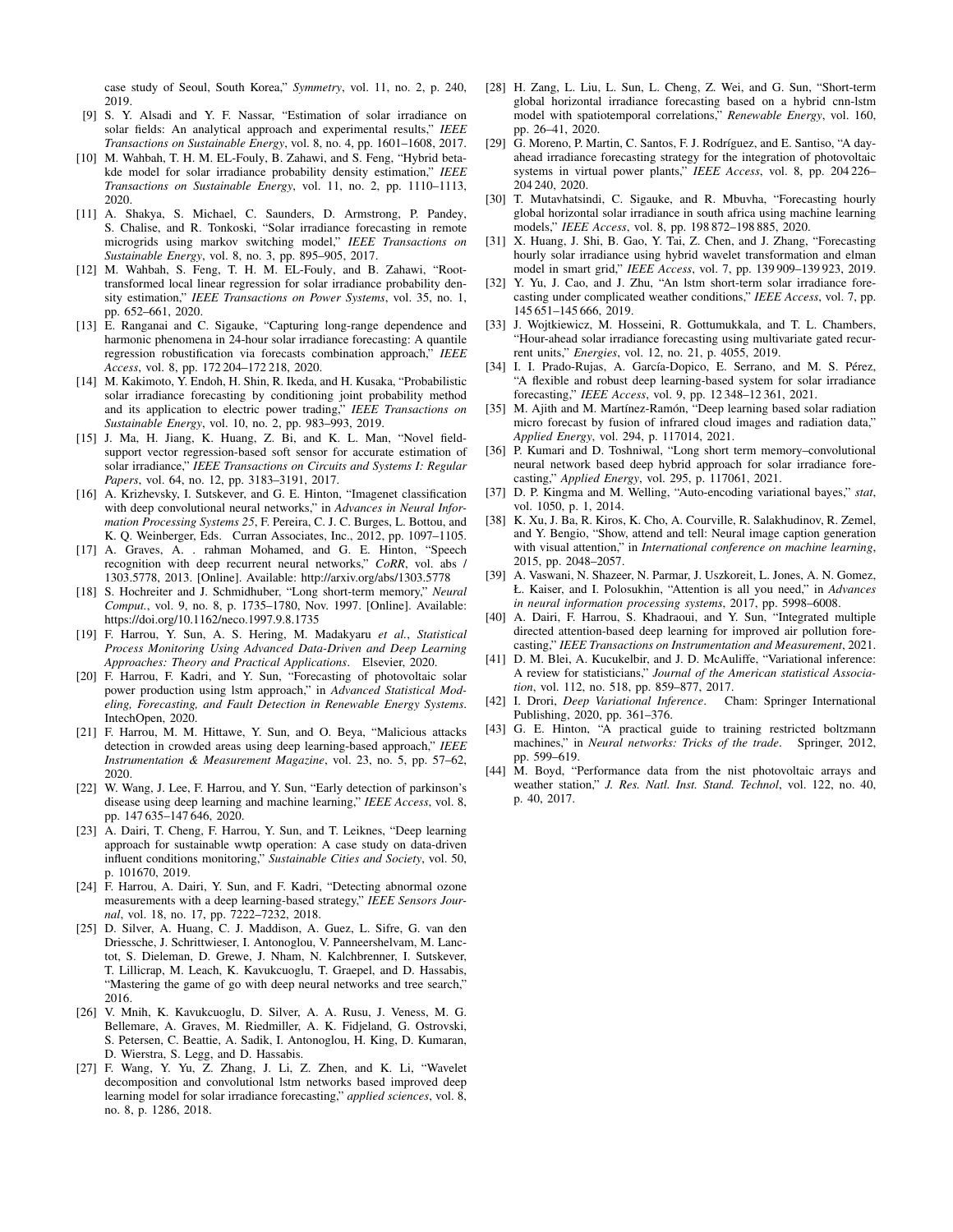case study of Seoul, South Korea," *Symmetry*, vol. 11, no. 2, p. 240, 2019.

[9] S. Y. Alsadi and Y. F. Nassar, "Estimation of solar irradiance on solar fields: An analytical approach and experimental results," *IEEE Transactions on Sustainable Energy*, vol. 8, no. 4, pp. 1601–1608, 2017.

[10] M. Wahbah, T. H. M. EL-Fouly, B. Zahawi, and S. Feng, "Hybrid beta-kde model for solar irradiance probability density estimation," *IEEE Transactions on Sustainable Energy*, vol. 11, no. 2, pp. 1110–1113, 2020.

[11] A. Shakya, S. Michael, C. Saunders, D. Armstrong, P. Pandey, S. Chalise, and R. Tonkoski, "Solar irradiance forecasting in remote microgrids using markov switching model," *IEEE Transactions on Sustainable Energy*, vol. 8, no. 3, pp. 895–905, 2017.

[12] M. Wahbah, S. Feng, T. H. M. EL-Fouly, and B. Zahawi, "Root-transformed local linear regression for solar irradiance probability density estimation," *IEEE Transactions on Power Systems*, vol. 35, no. 1, pp. 652–661, 2020.

[13] E. Ranganai and C. Sigauke, "Capturing long-range dependence and harmonic phenomena in 24-hour solar irradiance forecasting: A quantile regression robustification via forecasts combination approach," *IEEE Access*, vol. 8, pp. 172 204–172 218, 2020.

[14] M. Kakimoto, Y. Endoh, H. Shin, R. Ikeda, and H. Kusaka, "Probabilistic solar irradiance forecasting by conditioning joint probability method and its application to electric power trading," *IEEE Transactions on Sustainable Energy*, vol. 10, no. 2, pp. 983–993, 2019.

[15] J. Ma, H. Jiang, K. Huang, Z. Bi, and K. L. Man, "Novel field-support vector regression-based soft sensor for accurate estimation of solar irradiance," *IEEE Transactions on Circuits and Systems I: Regular Papers*, vol. 64, no. 12, pp. 3183–3191, 2017.

[16] A. Krizhevsky, I. Sutskever, and G. E. Hinton, "Imagenet classification with deep convolutional neural networks," in *Advances in Neural Information Processing Systems 25*, F. Pereira, C. J. C. Burges, L. Bottou, and K. Q. Weinberger, Eds. Curran Associates, Inc., 2012, pp. 1097–1105.

[17] A. Graves, A. . rahman Mohamed, and G. E. Hinton, "Speech recognition with deep recurrent neural networks," *CoRR*, vol. abs / 1303.5778, 2013. [Online]. Available: http://arxiv.org/abs/1303.5778

[18] S. Hochreiter and J. Schmidhuber, "Long short-term memory," *Neural Comput.*, vol. 9, no. 8, p. 1735–1780, Nov. 1997. [Online]. Available: https://doi.org/10.1162/neco.1997.9.8.1735

[19] F. Harrou, Y. Sun, A. S. Hering, M. Madakyaru *et al.*, *Statistical Process Monitoring Using Advanced Data-Driven and Deep Learning Approaches: Theory and Practical Applications*. Elsevier, 2020.

[20] F. Harrou, F. Kadri, and Y. Sun, "Forecasting of photovoltaic solar power production using lstm approach," in *Advanced Statistical Modeling, Forecasting, and Fault Detection in Renewable Energy Systems*. IntechOpen, 2020.

[21] F. Harrou, M. M. Hittawe, Y. Sun, and O. Beya, "Malicious attacks detection in crowded areas using deep learning-based approach," *IEEE Instrumentation & Measurement Magazine*, vol. 23, no. 5, pp. 57–62, 2020.

[22] W. Wang, J. Lee, F. Harrou, and Y. Sun, "Early detection of parkinson's disease using deep learning and machine learning," *IEEE Access*, vol. 8, pp. 147 635–147 646, 2020.

[23] A. Dairi, T. Cheng, F. Harrou, Y. Sun, and T. Leiknes, "Deep learning approach for sustainable wwtp operation: A case study on data-driven influent conditions monitoring," *Sustainable Cities and Society*, vol. 50, p. 101670, 2019.

[24] F. Harrou, A. Dairi, Y. Sun, and F. Kadri, "Detecting abnormal ozone measurements with a deep learning-based strategy," *IEEE Sensors Journal*, vol. 18, no. 17, pp. 7222–7232, 2018.

[25] D. Silver, A. Huang, C. J. Maddison, A. Guez, L. Sifre, G. van den Driessche, J. Schrittwieser, I. Antonoglou, V. Panneershelvam, M. Lanctot, S. Dieleman, D. Grewe, J. Nham, N. Kalchbrenner, I. Sutskever, T. Lillicrap, M. Leach, K. Kavukcuoglu, T. Graepel, and D. Hassabis, "Mastering the game of go with deep neural networks and tree search," 2016.

[26] V. Mnih, K. Kavukcuoglu, D. Silver, A. A. Rusu, J. Veness, M. G. Bellemare, A. Graves, M. Riedmiller, A. K. Fidjeland, G. Ostrovski, S. Petersen, C. Beattie, A. Sadik, I. Antonoglou, H. King, D. Kumaran, D. Wierstra, S. Legg, and D. Hassabis.

[27] F. Wang, Y. Yu, Z. Zhang, J. Li, Z. Zhen, and K. Li, "Wavelet decomposition and convolutional lstm networks based improved deep learning model for solar irradiance forecasting," *applied sciences*, vol. 8, no. 8, p. 1286, 2018.

[28] H. Zang, L. Liu, L. Sun, L. Cheng, Z. Wei, and G. Sun, "Short-term global horizontal irradiance forecasting based on a hybrid cnn-lstm model with spatiotemporal correlations," *Renewable Energy*, vol. 160, pp. 26–41, 2020.

[29] G. Moreno, P. Martin, C. Santos, F. J. Rodríguez, and E. Santiso, "A day-ahead irradiance forecasting strategy for the integration of photovoltaic systems in virtual power plants," *IEEE Access*, vol. 8, pp. 204 226–204 240, 2020.

[30] T. Mutavhatsindi, C. Sigauke, and R. Mbuvha, "Forecasting hourly global horizontal solar irradiance in south africa using machine learning models," *IEEE Access*, vol. 8, pp. 198 872–198 885, 2020.

[31] X. Huang, J. Shi, B. Gao, Y. Tai, Z. Chen, and J. Zhang, "Forecasting hourly solar irradiance using hybrid wavelet transformation and elman model in smart grid," *IEEE Access*, vol. 7, pp. 139 909–139 923, 2019.

[32] Y. Yu, J. Cao, and J. Zhu, "An lstm short-term solar irradiance forecasting under complicated weather conditions," *IEEE Access*, vol. 7, pp. 145 651–145 666, 2019.

[33] J. Wojtkiewicz, M. Hosseini, R. Gottumukkala, and T. L. Chambers, "Hour-ahead solar irradiance forecasting using multivariate gated recurrent units," *Energies*, vol. 12, no. 21, p. 4055, 2019.

[34] I. I. Prado-Rujas, A. García-Dopico, E. Serrano, and M. S. Pérez, "A flexible and robust deep learning-based system for solar irradiance forecasting," *IEEE Access*, vol. 9, pp. 12 348–12 361, 2021.

[35] M. Ajith and M. Martínez-Ramón, "Deep learning based solar radiation micro forecast by fusion of infrared cloud images and radiation data," *Applied Energy*, vol. 294, p. 117014, 2021.

[36] P. Kumari and D. Toshniwal, "Long short term memory–convolutional neural network based deep hybrid approach for solar irradiance forecasting," *Applied Energy*, vol. 295, p. 117061, 2021.

[37] D. P. Kingma and M. Welling, "Auto-encoding variational bayes," *stat*, vol. 1050, p. 1, 2014.

[38] K. Xu, J. Ba, R. Kiros, K. Cho, A. Courville, R. Salakhudinov, R. Zemel, and Y. Bengio, "Show, attend and tell: Neural image caption generation with visual attention," in *International conference on machine learning*, 2015, pp. 2048–2057.

[39] A. Vaswani, N. Shazeer, N. Parmar, J. Uszkoreit, L. Jones, A. N. Gomez, Ł. Kaiser, and I. Polosukhin, "Attention is all you need," in *Advances in neural information processing systems*, 2017, pp. 5998–6008.

[40] A. Dairi, F. Harrou, S. Khadraoui, and Y. Sun, "Integrated multiple directed attention-based deep learning for improved air pollution forecasting," *IEEE Transactions on Instrumentation and Measurement*, 2021.

[41] D. M. Blei, A. Kucukelbir, and J. D. McAuliffe, "Variational inference: A review for statisticians," *Journal of the American statistical Association*, vol. 112, no. 518, pp. 859–877, 2017.

[42] I. Drori, *Deep Variational Inference*. Cham: Springer International Publishing, 2020, pp. 361–376.

[43] G. E. Hinton, "A practical guide to training restricted boltzmann machines," in *Neural networks: Tricks of the trade*. Springer, 2012, pp. 599–619.

[44] M. Boyd, "Performance data from the nist photovoltaic arrays and weather station," *J. Res. Natl. Inst. Stand. Technol*, vol. 122, no. 40, p. 40, 2017.